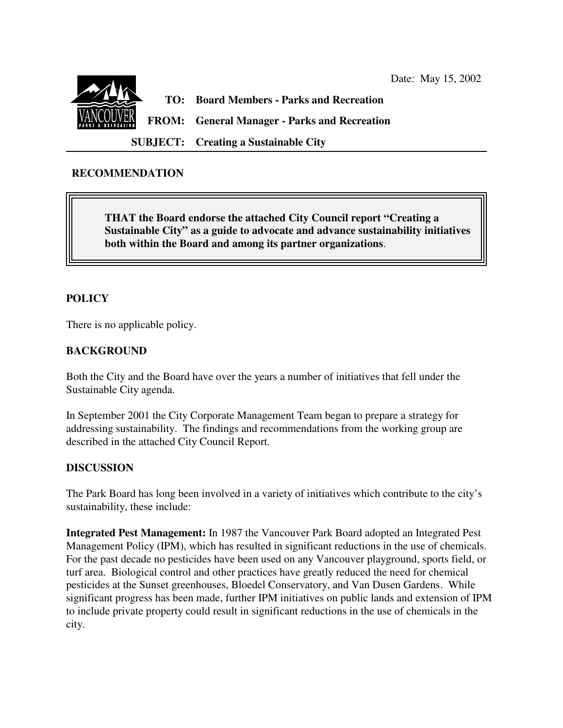Date: May 15, 2002

**TO:** Board Members - Parks and Recreation

**FROM:** General Manager - Parks and Recreation

**SUBJECT:** Creating a Sustainable City

## RECOMMENDATION

> **THAT the Board endorse the attached City Council report "Creating a Sustainable City" as a guide to advocate and advance sustainability initiatives both within the Board and among its partner organizations.**

## POLICY

There is no applicable policy.

## BACKGROUND

Both the City and the Board have over the years a number of initiatives that fell under the Sustainable City agenda.

In September 2001 the City Corporate Management Team began to prepare a strategy for addressing sustainability. The findings and recommendations from the working group are described in the attached City Council Report.

## DISCUSSION

The Park Board has long been involved in a variety of initiatives which contribute to the city's sustainability, these include:

**Integrated Pest Management:** In 1987 the Vancouver Park Board adopted an Integrated Pest Management Policy (IPM), which has resulted in significant reductions in the use of chemicals. For the past decade no pesticides have been used on any Vancouver playground, sports field, or turf area. Biological control and other practices have greatly reduced the need for chemical pesticides at the Sunset greenhouses, Bloedel Conservatory, and Van Dusen Gardens. While significant progress has been made, further IPM initiatives on public lands and extension of IPM to include private property could result in significant reductions in the use of chemicals in the city.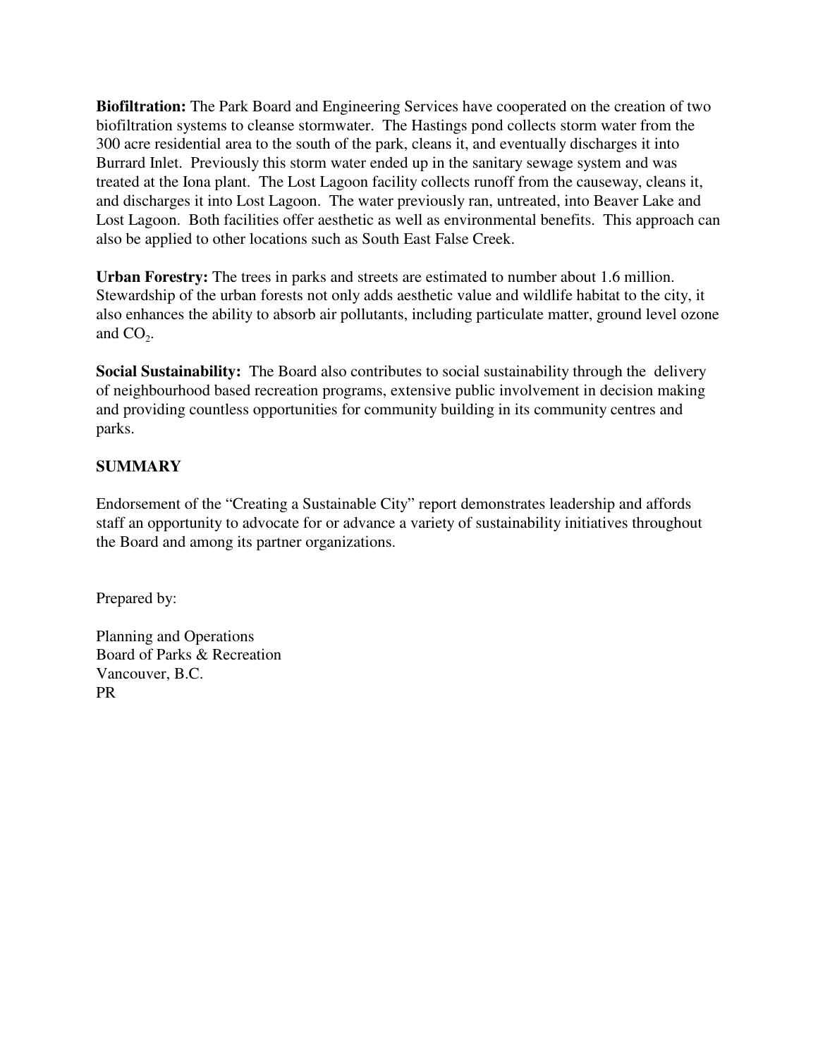**Biofiltration:** The Park Board and Engineering Services have cooperated on the creation of two biofiltration systems to cleanse stormwater. The Hastings pond collects storm water from the 300 acre residential area to the south of the park, cleans it, and eventually discharges it into Burrard Inlet. Previously this storm water ended up in the sanitary sewage system and was treated at the Iona plant. The Lost Lagoon facility collects runoff from the causeway, cleans it, and discharges it into Lost Lagoon. The water previously ran, untreated, into Beaver Lake and Lost Lagoon. Both facilities offer aesthetic as well as environmental benefits. This approach can also be applied to other locations such as South East False Creek.

**Urban Forestry:** The trees in parks and streets are estimated to number about 1.6 million. Stewardship of the urban forests not only adds aesthetic value and wildlife habitat to the city, it also enhances the ability to absorb air pollutants, including particulate matter, ground level ozone and $CO_2$.

**Social Sustainability:** The Board also contributes to social sustainability through the delivery of neighbourhood based recreation programs, extensive public involvement in decision making and providing countless opportunities for community building in its community centres and parks.

**SUMMARY**

Endorsement of the "Creating a Sustainable City" report demonstrates leadership and affords staff an opportunity to advocate for or advance a variety of sustainability initiatives throughout the Board and among its partner organizations.

Prepared by:

Planning and Operations
Board of Parks & Recreation
Vancouver, B.C.
PR